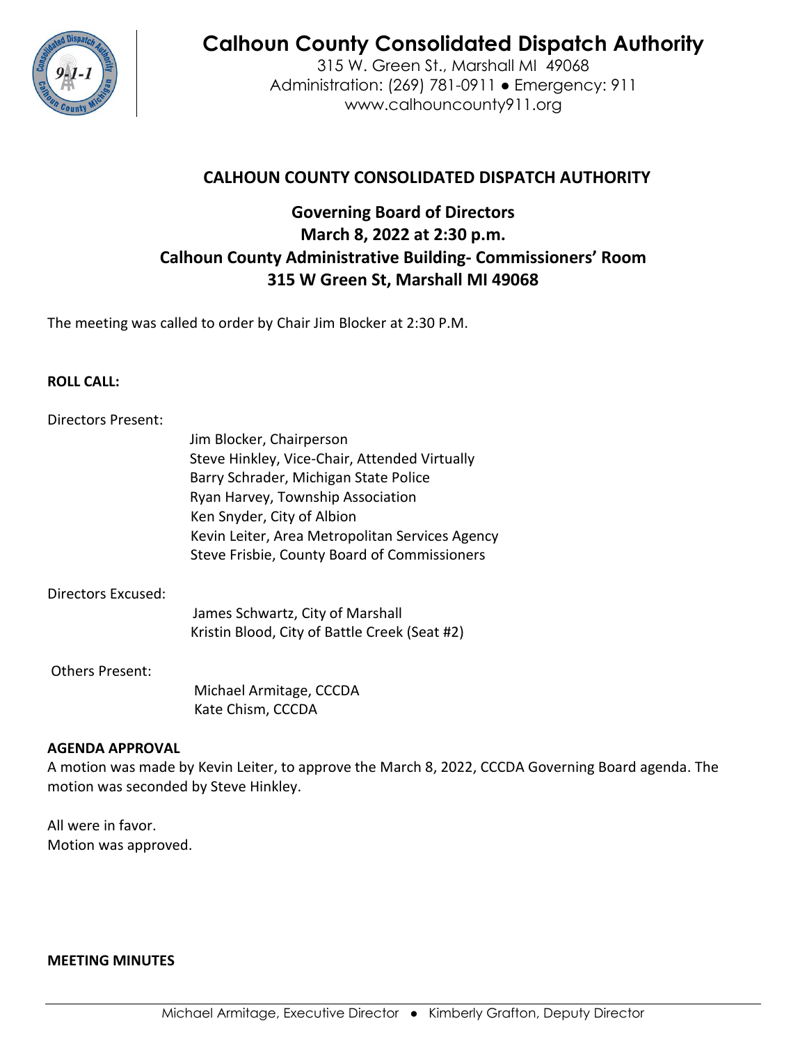# Calhoun County Consolidated Dispatch Authority

315 W. Green St., Marshall MI 49068
Administration: (269) 781-0911 ● Emergency: 911
www.calhouncounty911.org

## CALHOUN COUNTY CONSOLIDATED DISPATCH AUTHORITY

### Governing Board of Directors
### March 8, 2022 at 2:30 p.m.
### Calhoun County Administrative Building- Commissioners' Room
### 315 W Green St, Marshall MI 49068

The meeting was called to order by Chair Jim Blocker at 2:30 P.M.

**ROLL CALL:**

Directors Present:

Jim Blocker, Chairperson
Steve Hinkley, Vice-Chair, Attended Virtually
Barry Schrader, Michigan State Police
Ryan Harvey, Township Association
Ken Snyder, City of Albion
Kevin Leiter, Area Metropolitan Services Agency
Steve Frisbie, County Board of Commissioners

Directors Excused:

James Schwartz, City of Marshall
Kristin Blood, City of Battle Creek (Seat #2)

Others Present:

Michael Armitage, CCCDA
Kate Chism, CCCDA

**AGENDA APPROVAL**

A motion was made by Kevin Leiter, to approve the March 8, 2022, CCCDA Governing Board agenda. The motion was seconded by Steve Hinkley.

All were in favor.
Motion was approved.

**MEETING MINUTES**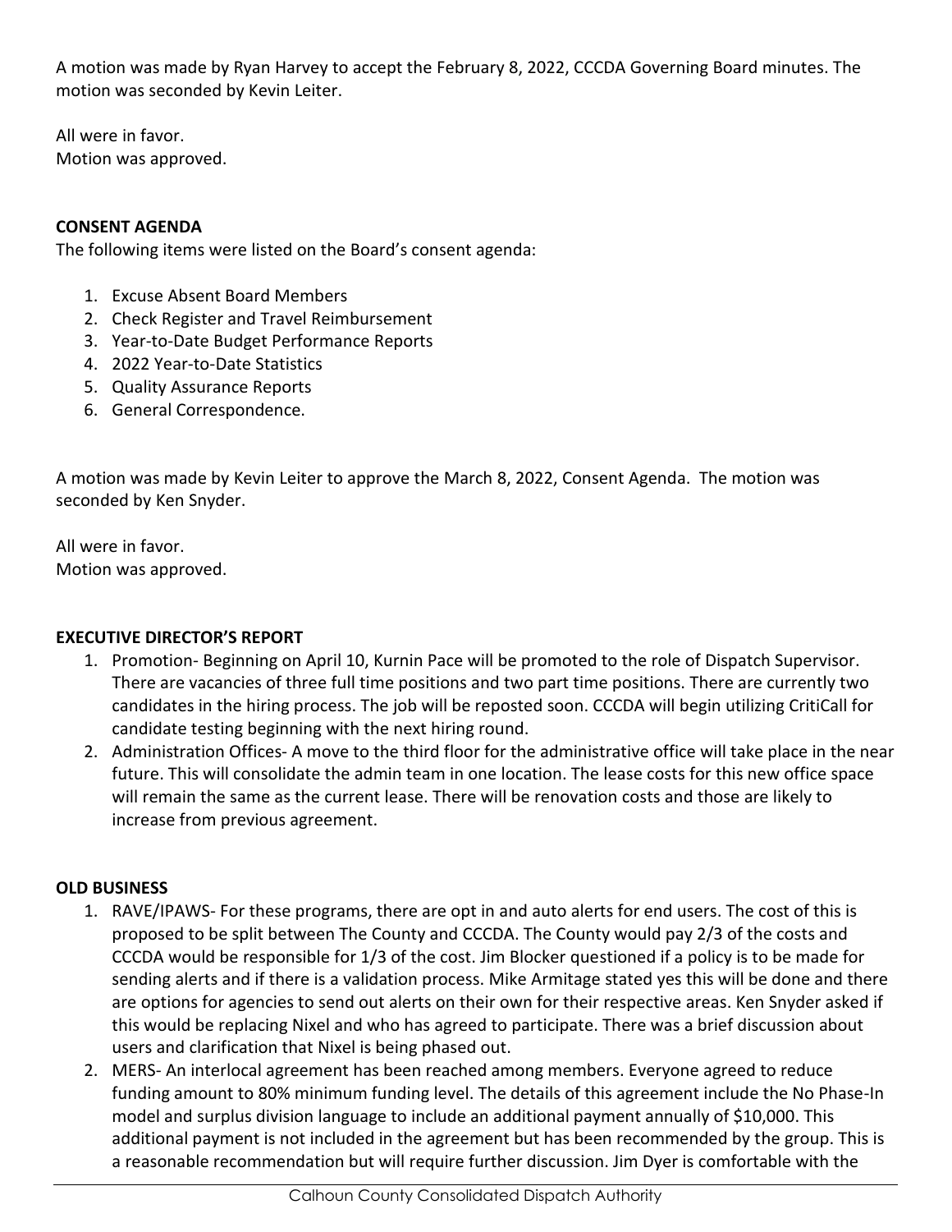A motion was made by Ryan Harvey to accept the February 8, 2022, CCCDA Governing Board minutes. The motion was seconded by Kevin Leiter.

All were in favor.
Motion was approved.

**CONSENT AGENDA**

The following items were listed on the Board's consent agenda:

1. Excuse Absent Board Members
2. Check Register and Travel Reimbursement
3. Year-to-Date Budget Performance Reports
4. 2022 Year-to-Date Statistics
5. Quality Assurance Reports
6. General Correspondence.

A motion was made by Kevin Leiter to approve the March 8, 2022, Consent Agenda. The motion was seconded by Ken Snyder.

All were in favor.
Motion was approved.

**EXECUTIVE DIRECTOR'S REPORT**

1. Promotion- Beginning on April 10, Kurnin Pace will be promoted to the role of Dispatch Supervisor. There are vacancies of three full time positions and two part time positions. There are currently two candidates in the hiring process. The job will be reposted soon. CCCDA will begin utilizing CritiCall for candidate testing beginning with the next hiring round.
2. Administration Offices- A move to the third floor for the administrative office will take place in the near future. This will consolidate the admin team in one location. The lease costs for this new office space will remain the same as the current lease. There will be renovation costs and those are likely to increase from previous agreement.

**OLD BUSINESS**

1. RAVE/IPAWS- For these programs, there are opt in and auto alerts for end users. The cost of this is proposed to be split between The County and CCCDA. The County would pay 2/3 of the costs and CCCDA would be responsible for 1/3 of the cost. Jim Blocker questioned if a policy is to be made for sending alerts and if there is a validation process. Mike Armitage stated yes this will be done and there are options for agencies to send out alerts on their own for their respective areas. Ken Snyder asked if this would be replacing Nixel and who has agreed to participate. There was a brief discussion about users and clarification that Nixel is being phased out.
2. MERS- An interlocal agreement has been reached among members. Everyone agreed to reduce funding amount to 80% minimum funding level. The details of this agreement include the No Phase-In model and surplus division language to include an additional payment annually of $10,000. This additional payment is not included in the agreement but has been recommended by the group. This is a reasonable recommendation but will require further discussion. Jim Dyer is comfortable with the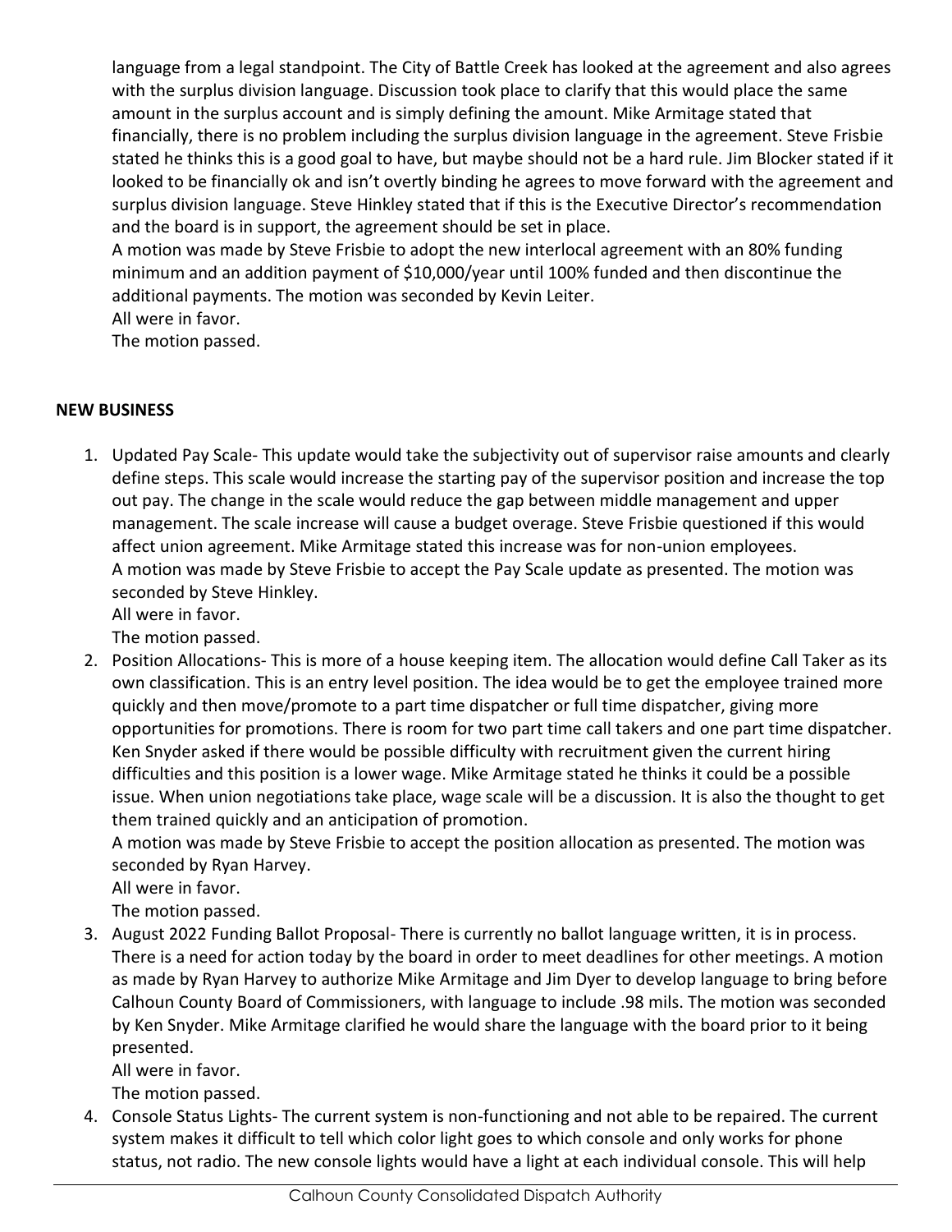language from a legal standpoint. The City of Battle Creek has looked at the agreement and also agrees with the surplus division language. Discussion took place to clarify that this would place the same amount in the surplus account and is simply defining the amount. Mike Armitage stated that financially, there is no problem including the surplus division language in the agreement. Steve Frisbie stated he thinks this is a good goal to have, but maybe should not be a hard rule. Jim Blocker stated if it looked to be financially ok and isn't overtly binding he agrees to move forward with the agreement and surplus division language. Steve Hinkley stated that if this is the Executive Director's recommendation and the board is in support, the agreement should be set in place.

A motion was made by Steve Frisbie to adopt the new interlocal agreement with an 80% funding minimum and an addition payment of $10,000/year until 100% funded and then discontinue the additional payments. The motion was seconded by Kevin Leiter.

All were in favor.

The motion passed.

**NEW BUSINESS**

1. Updated Pay Scale- This update would take the subjectivity out of supervisor raise amounts and clearly define steps. This scale would increase the starting pay of the supervisor position and increase the top out pay. The change in the scale would reduce the gap between middle management and upper management. The scale increase will cause a budget overage. Steve Frisbie questioned if this would affect union agreement. Mike Armitage stated this increase was for non-union employees.
   A motion was made by Steve Frisbie to accept the Pay Scale update as presented. The motion was seconded by Steve Hinkley.
   All were in favor.
   The motion passed.
2. Position Allocations- This is more of a house keeping item. The allocation would define Call Taker as its own classification. This is an entry level position. The idea would be to get the employee trained more quickly and then move/promote to a part time dispatcher or full time dispatcher, giving more opportunities for promotions. There is room for two part time call takers and one part time dispatcher. Ken Snyder asked if there would be possible difficulty with recruitment given the current hiring difficulties and this position is a lower wage. Mike Armitage stated he thinks it could be a possible issue. When union negotiations take place, wage scale will be a discussion. It is also the thought to get them trained quickly and an anticipation of promotion.
   A motion was made by Steve Frisbie to accept the position allocation as presented. The motion was seconded by Ryan Harvey.
   All were in favor.
   The motion passed.
3. August 2022 Funding Ballot Proposal- There is currently no ballot language written, it is in process. There is a need for action today by the board in order to meet deadlines for other meetings. A motion as made by Ryan Harvey to authorize Mike Armitage and Jim Dyer to develop language to bring before Calhoun County Board of Commissioners, with language to include .98 mils. The motion was seconded by Ken Snyder. Mike Armitage clarified he would share the language with the board prior to it being presented.
   All were in favor.
   The motion passed.
4. Console Status Lights- The current system is non-functioning and not able to be repaired. The current system makes it difficult to tell which color light goes to which console and only works for phone status, not radio. The new console lights would have a light at each individual console. This will help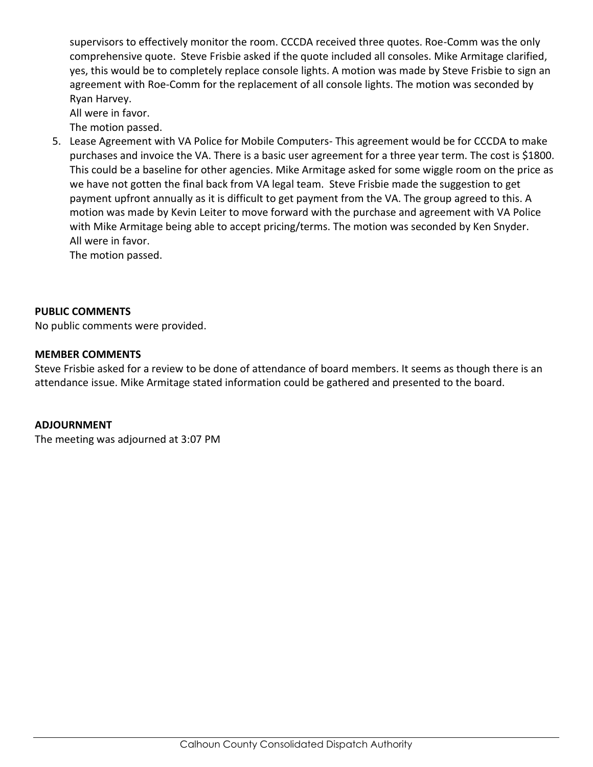supervisors to effectively monitor the room. CCCDA received three quotes. Roe-Comm was the only comprehensive quote. Steve Frisbie asked if the quote included all consoles. Mike Armitage clarified, yes, this would be to completely replace console lights. A motion was made by Steve Frisbie to sign an agreement with Roe-Comm for the replacement of all console lights. The motion was seconded by Ryan Harvey.
All were in favor.
The motion passed.

5. Lease Agreement with VA Police for Mobile Computers- This agreement would be for CCCDA to make purchases and invoice the VA. There is a basic user agreement for a three year term. The cost is $1800. This could be a baseline for other agencies. Mike Armitage asked for some wiggle room on the price as we have not gotten the final back from VA legal team. Steve Frisbie made the suggestion to get payment upfront annually as it is difficult to get payment from the VA. The group agreed to this. A motion was made by Kevin Leiter to move forward with the purchase and agreement with VA Police with Mike Armitage being able to accept pricing/terms. The motion was seconded by Ken Snyder.
All were in favor.
The motion passed.

**PUBLIC COMMENTS**

No public comments were provided.

**MEMBER COMMENTS**

Steve Frisbie asked for a review to be done of attendance of board members. It seems as though there is an attendance issue. Mike Armitage stated information could be gathered and presented to the board.

**ADJOURNMENT**

The meeting was adjourned at 3:07 PM